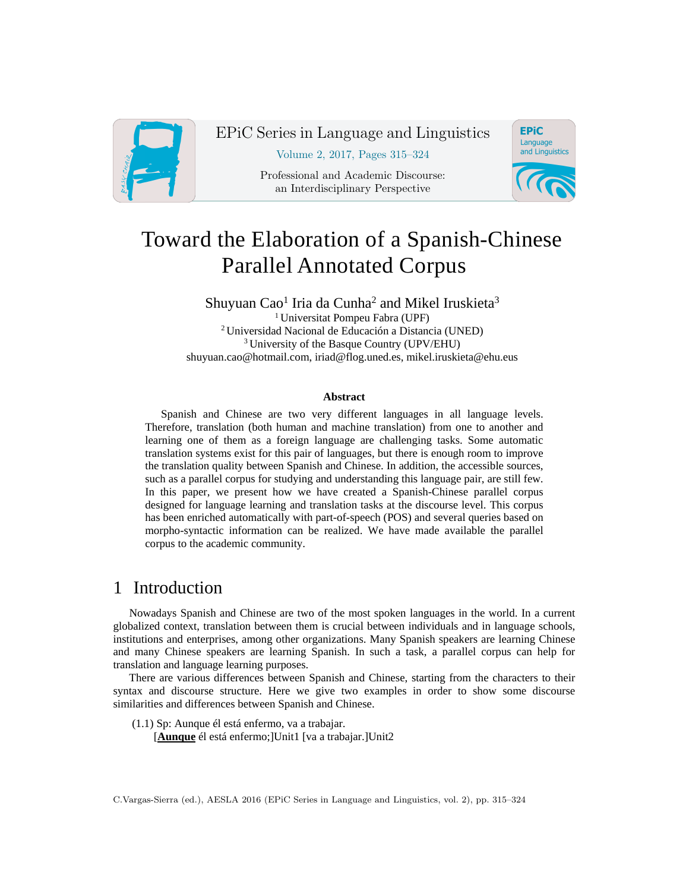# Toward the Elaboration of a Spanish-Chinese Parallel Annotated Corpus

Shuyuan Cao[1] Iria da Cunha[2] and Mikel Iruskieta[3]

[1] Universitat Pompeu Fabra (UPF)
[2] Universidad Nacional de Educación a Distancia (UNED)
[3] University of the Basque Country (UPV/EHU)
shuyuan.cao@hotmail.com, iriad@flog.uned.es, mikel.iruskieta@ehu.eus

### Abstract

Spanish and Chinese are two very different languages in all language levels. Therefore, translation (both human and machine translation) from one to another and learning one of them as a foreign language are challenging tasks. Some automatic translation systems exist for this pair of languages, but there is enough room to improve the translation quality between Spanish and Chinese. In addition, the accessible sources, such as a parallel corpus for studying and understanding this language pair, are still few. In this paper, we present how we have created a Spanish-Chinese parallel corpus designed for language learning and translation tasks at the discourse level. This corpus has been enriched automatically with part-of-speech (POS) and several queries based on morpho-syntactic information can be realized. We have made available the parallel corpus to the academic community.

## 1 Introduction

Nowadays Spanish and Chinese are two of the most spoken languages in the world. In a current globalized context, translation between them is crucial between individuals and in language schools, institutions and enterprises, among other organizations. Many Spanish speakers are learning Chinese and many Chinese speakers are learning Spanish. In such a task, a parallel corpus can help for translation and language learning purposes.

There are various differences between Spanish and Chinese, starting from the characters to their syntax and discourse structure. Here we give two examples in order to show some discourse similarities and differences between Spanish and Chinese.

(1.1) Sp: Aunque él está enfermo, va a trabajar.
[**<u>Aunque</u>** él está enfermo;]Unit1 [va a trabajar.]Unit2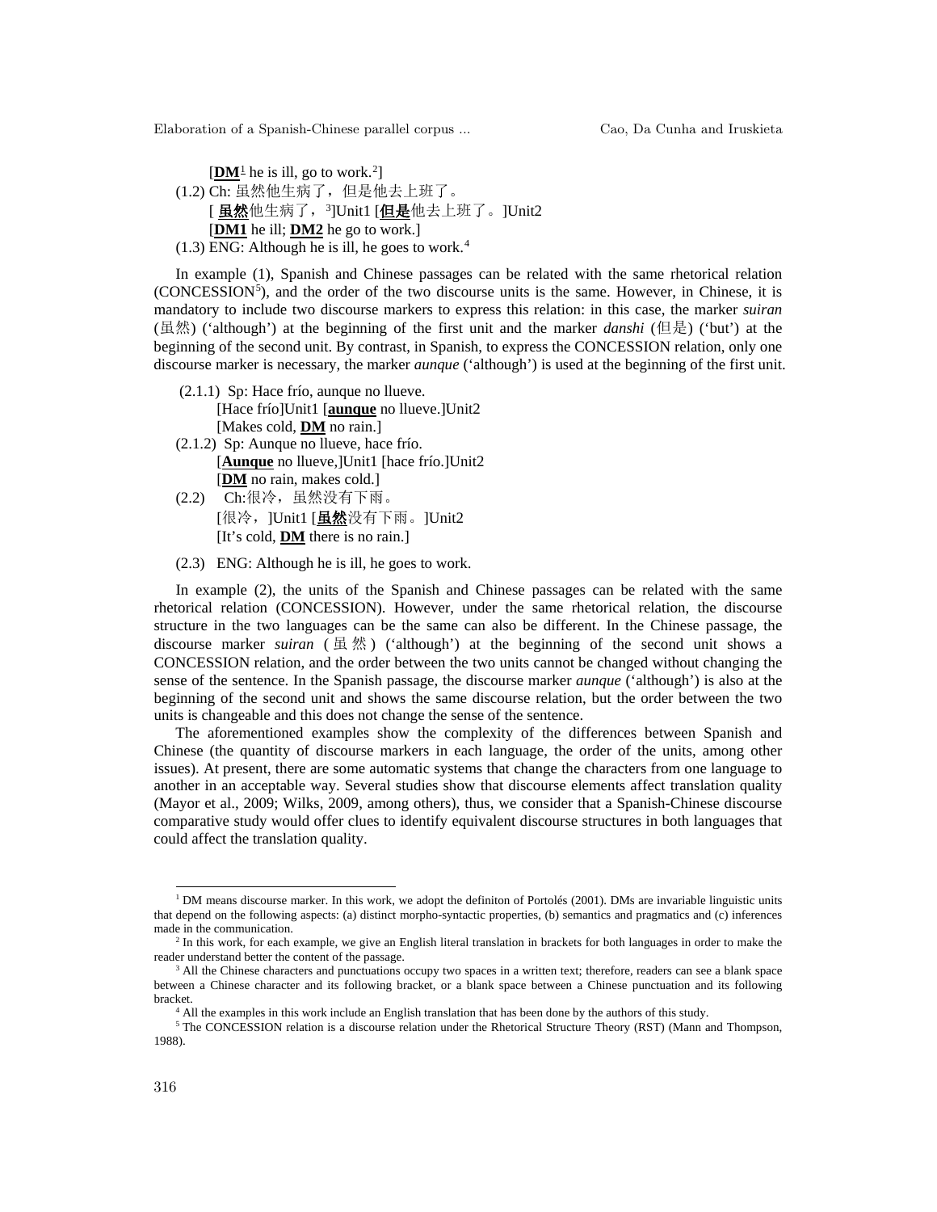[**DM**[1] he is ill, go to work.[2]]

(1.2) Ch: 虽然他生病了，但是他去上班了。

[ **虽然**他生病了，[3]]Unit1 [**但是**他去上班了。]Unit2

[**DM1** he ill; **DM2** he go to work.]

(1.3) ENG: Although he is ill, he goes to work.[4]

In example (1), Spanish and Chinese passages can be related with the same rhetorical relation (CONCESSION[5]), and the order of the two discourse units is the same. However, in Chinese, it is mandatory to include two discourse markers to express this relation: in this case, the marker *suiran* (虽然) (‘although’) at the beginning of the first unit and the marker *danshi* (但是) (‘but’) at the beginning of the second unit. By contrast, in Spanish, to express the CONCESSION relation, only one discourse marker is necessary, the marker *aunque* (‘although’) is used at the beginning of the first unit.

(2.1.1) Sp: Hace frío, aunque no llueve.

[Hace frío]Unit1 [**aunque** no llueve.]Unit2

[Makes cold, **DM** no rain.]

(2.1.2) Sp: Aunque no llueve, hace frío.

[**Aunque** no llueve,]Unit1 [hace frío.]Unit2

[**DM** no rain, makes cold.]

(2.2) Ch:很冷，虽然没有下雨。

[很冷，]Unit1 [**虽然**没有下雨。]Unit2

[It's cold, **DM** there is no rain.]

(2.3) ENG: Although he is ill, he goes to work.

In example (2), the units of the Spanish and Chinese passages can be related with the same rhetorical relation (CONCESSION). However, under the same rhetorical relation, the discourse structure in the two languages can be the same can also be different. In the Chinese passage, the discourse marker *suiran* (虽然) (‘although’) at the beginning of the second unit shows a CONCESSION relation, and the order between the two units cannot be changed without changing the sense of the sentence. In the Spanish passage, the discourse marker *aunque* (‘although’) is also at the beginning of the second unit and shows the same discourse relation, but the order between the two units is changeable and this does not change the sense of the sentence.

The aforementioned examples show the complexity of the differences between Spanish and Chinese (the quantity of discourse markers in each language, the order of the units, among other issues). At present, there are some automatic systems that change the characters from one language to another in an acceptable way. Several studies show that discourse elements affect translation quality (Mayor et al., 2009; Wilks, 2009, among others), thus, we consider that a Spanish-Chinese discourse comparative study would offer clues to identify equivalent discourse structures in both languages that could affect the translation quality.

---

[1] DM means discourse marker. In this work, we adopt the definiton of Portolés (2001). DMs are invariable linguistic units that depend on the following aspects: (a) distinct morpho-syntactic properties, (b) semantics and pragmatics and (c) inferences made in the communication.

[2] In this work, for each example, we give an English literal translation in brackets for both languages in order to make the reader understand better the content of the passage.

[3] All the Chinese characters and punctuations occupy two spaces in a written text; therefore, readers can see a blank space between a Chinese character and its following bracket, or a blank space between a Chinese punctuation and its following bracket.

[4] All the examples in this work include an English translation that has been done by the authors of this study.

[5] The CONCESSION relation is a discourse relation under the Rhetorical Structure Theory (RST) (Mann and Thompson, 1988).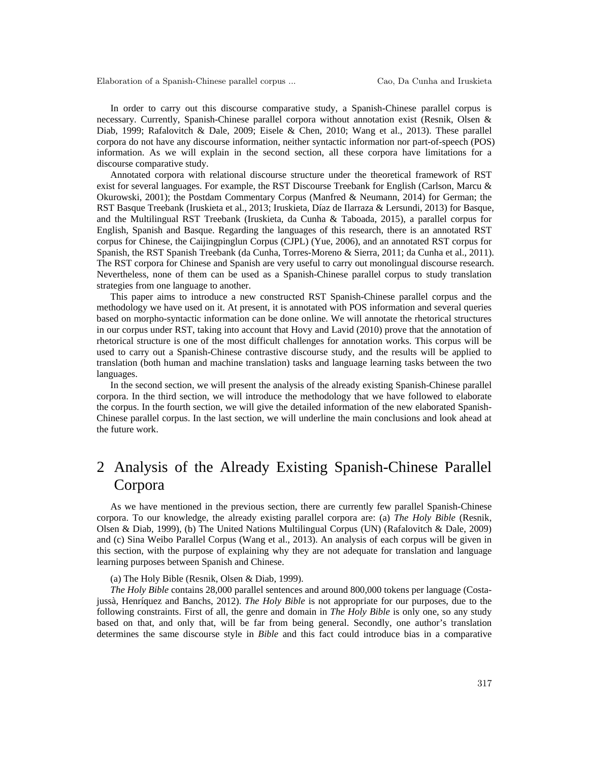In order to carry out this discourse comparative study, a Spanish-Chinese parallel corpus is necessary. Currently, Spanish-Chinese parallel corpora without annotation exist (Resnik, Olsen & Diab, 1999; Rafalovitch & Dale, 2009; Eisele & Chen, 2010; Wang et al., 2013). These parallel corpora do not have any discourse information, neither syntactic information nor part-of-speech (POS) information. As we will explain in the second section, all these corpora have limitations for a discourse comparative study.

Annotated corpora with relational discourse structure under the theoretical framework of RST exist for several languages. For example, the RST Discourse Treebank for English (Carlson, Marcu & Okurowski, 2001); the Postdam Commentary Corpus (Manfred & Neumann, 2014) for German; the RST Basque Treebank (Iruskieta et al., 2013; Iruskieta, Díaz de Ilarraza & Lersundi, 2013) for Basque, and the Multilingual RST Treebank (Iruskieta, da Cunha & Taboada, 2015), a parallel corpus for English, Spanish and Basque. Regarding the languages of this research, there is an annotated RST corpus for Chinese, the Caijingpinglun Corpus (CJPL) (Yue, 2006), and an annotated RST corpus for Spanish, the RST Spanish Treebank (da Cunha, Torres-Moreno & Sierra, 2011; da Cunha et al., 2011). The RST corpora for Chinese and Spanish are very useful to carry out monolingual discourse research. Nevertheless, none of them can be used as a Spanish-Chinese parallel corpus to study translation strategies from one language to another.

This paper aims to introduce a new constructed RST Spanish-Chinese parallel corpus and the methodology we have used on it. At present, it is annotated with POS information and several queries based on morpho-syntactic information can be done online. We will annotate the rhetorical structures in our corpus under RST, taking into account that Hovy and Lavid (2010) prove that the annotation of rhetorical structure is one of the most difficult challenges for annotation works. This corpus will be used to carry out a Spanish-Chinese contrastive discourse study, and the results will be applied to translation (both human and machine translation) tasks and language learning tasks between the two languages.

In the second section, we will present the analysis of the already existing Spanish-Chinese parallel corpora. In the third section, we will introduce the methodology that we have followed to elaborate the corpus. In the fourth section, we will give the detailed information of the new elaborated Spanish-Chinese parallel corpus. In the last section, we will underline the main conclusions and look ahead at the future work.

# 2 Analysis of the Already Existing Spanish-Chinese Parallel Corpora

As we have mentioned in the previous section, there are currently few parallel Spanish-Chinese corpora. To our knowledge, the already existing parallel corpora are: (a) *The Holy Bible* (Resnik, Olsen & Diab, 1999), (b) The United Nations Multilingual Corpus (UN) (Rafalovitch & Dale, 2009) and (c) Sina Weibo Parallel Corpus (Wang et al., 2013). An analysis of each corpus will be given in this section, with the purpose of explaining why they are not adequate for translation and language learning purposes between Spanish and Chinese.

(a) The Holy Bible (Resnik, Olsen & Diab, 1999).

*The Holy Bible* contains 28,000 parallel sentences and around 800,000 tokens per language (Costa-jussà, Henríquez and Banchs, 2012). *The Holy Bible* is not appropriate for our purposes, due to the following constraints. First of all, the genre and domain in *The Holy Bible* is only one, so any study based on that, and only that, will be far from being general. Secondly, one author's translation determines the same discourse style in *Bible* and this fact could introduce bias in a comparative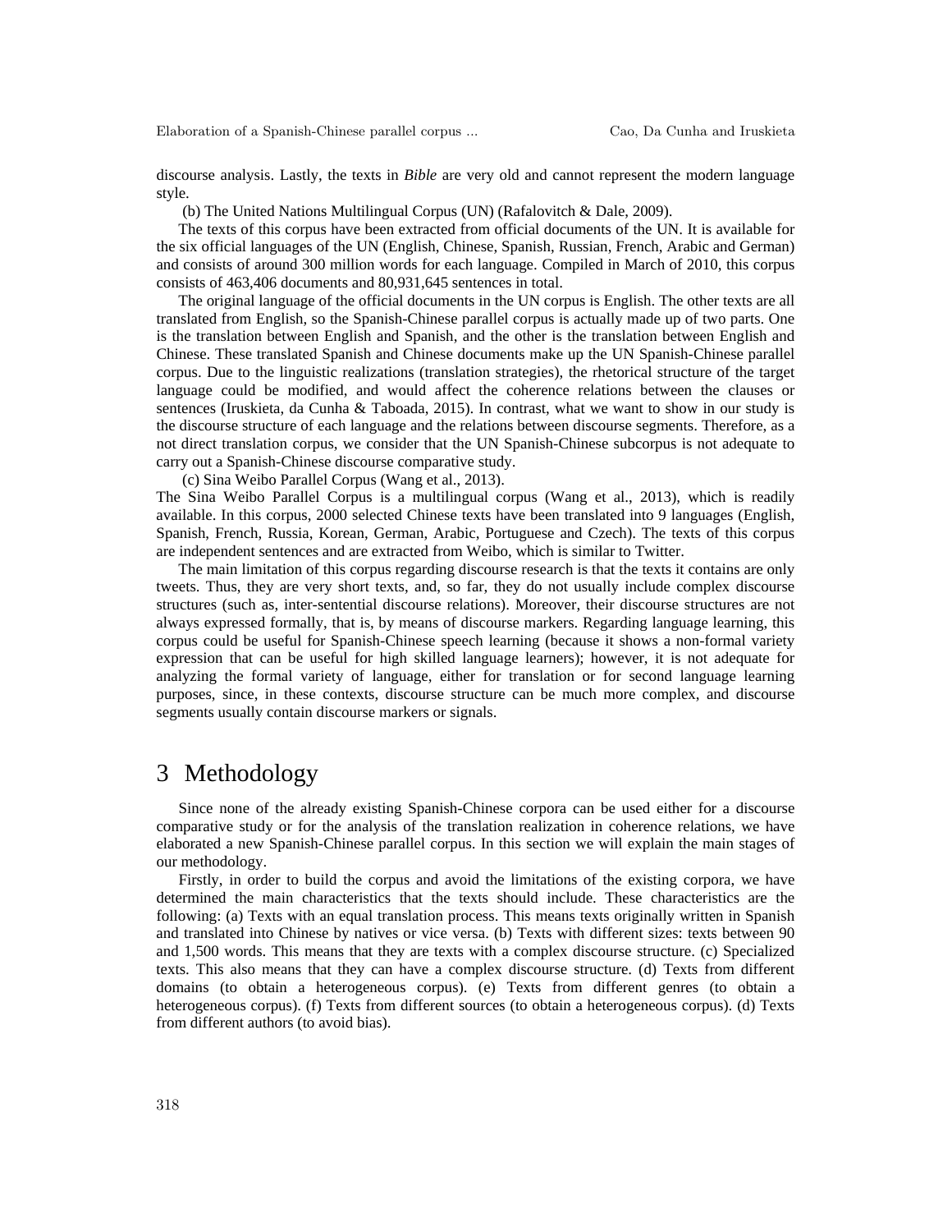discourse analysis. Lastly, the texts in *Bible* are very old and cannot represent the modern language style.

(b) The United Nations Multilingual Corpus (UN) (Rafalovitch & Dale, 2009).

The texts of this corpus have been extracted from official documents of the UN. It is available for the six official languages of the UN (English, Chinese, Spanish, Russian, French, Arabic and German) and consists of around 300 million words for each language. Compiled in March of 2010, this corpus consists of 463,406 documents and 80,931,645 sentences in total.

The original language of the official documents in the UN corpus is English. The other texts are all translated from English, so the Spanish-Chinese parallel corpus is actually made up of two parts. One is the translation between English and Spanish, and the other is the translation between English and Chinese. These translated Spanish and Chinese documents make up the UN Spanish-Chinese parallel corpus. Due to the linguistic realizations (translation strategies), the rhetorical structure of the target language could be modified, and would affect the coherence relations between the clauses or sentences (Iruskieta, da Cunha & Taboada, 2015). In contrast, what we want to show in our study is the discourse structure of each language and the relations between discourse segments. Therefore, as a not direct translation corpus, we consider that the UN Spanish-Chinese subcorpus is not adequate to carry out a Spanish-Chinese discourse comparative study.

(c) Sina Weibo Parallel Corpus (Wang et al., 2013).

The Sina Weibo Parallel Corpus is a multilingual corpus (Wang et al., 2013), which is readily available. In this corpus, 2000 selected Chinese texts have been translated into 9 languages (English, Spanish, French, Russia, Korean, German, Arabic, Portuguese and Czech). The texts of this corpus are independent sentences and are extracted from Weibo, which is similar to Twitter.

The main limitation of this corpus regarding discourse research is that the texts it contains are only tweets. Thus, they are very short texts, and, so far, they do not usually include complex discourse structures (such as, inter-sentential discourse relations). Moreover, their discourse structures are not always expressed formally, that is, by means of discourse markers. Regarding language learning, this corpus could be useful for Spanish-Chinese speech learning (because it shows a non-formal variety expression that can be useful for high skilled language learners); however, it is not adequate for analyzing the formal variety of language, either for translation or for second language learning purposes, since, in these contexts, discourse structure can be much more complex, and discourse segments usually contain discourse markers or signals.

# 3 Methodology

Since none of the already existing Spanish-Chinese corpora can be used either for a discourse comparative study or for the analysis of the translation realization in coherence relations, we have elaborated a new Spanish-Chinese parallel corpus. In this section we will explain the main stages of our methodology.

Firstly, in order to build the corpus and avoid the limitations of the existing corpora, we have determined the main characteristics that the texts should include. These characteristics are the following: (a) Texts with an equal translation process. This means texts originally written in Spanish and translated into Chinese by natives or vice versa. (b) Texts with different sizes: texts between 90 and 1,500 words. This means that they are texts with a complex discourse structure. (c) Specialized texts. This also means that they can have a complex discourse structure. (d) Texts from different domains (to obtain a heterogeneous corpus). (e) Texts from different genres (to obtain a heterogeneous corpus). (f) Texts from different sources (to obtain a heterogeneous corpus). (d) Texts from different authors (to avoid bias).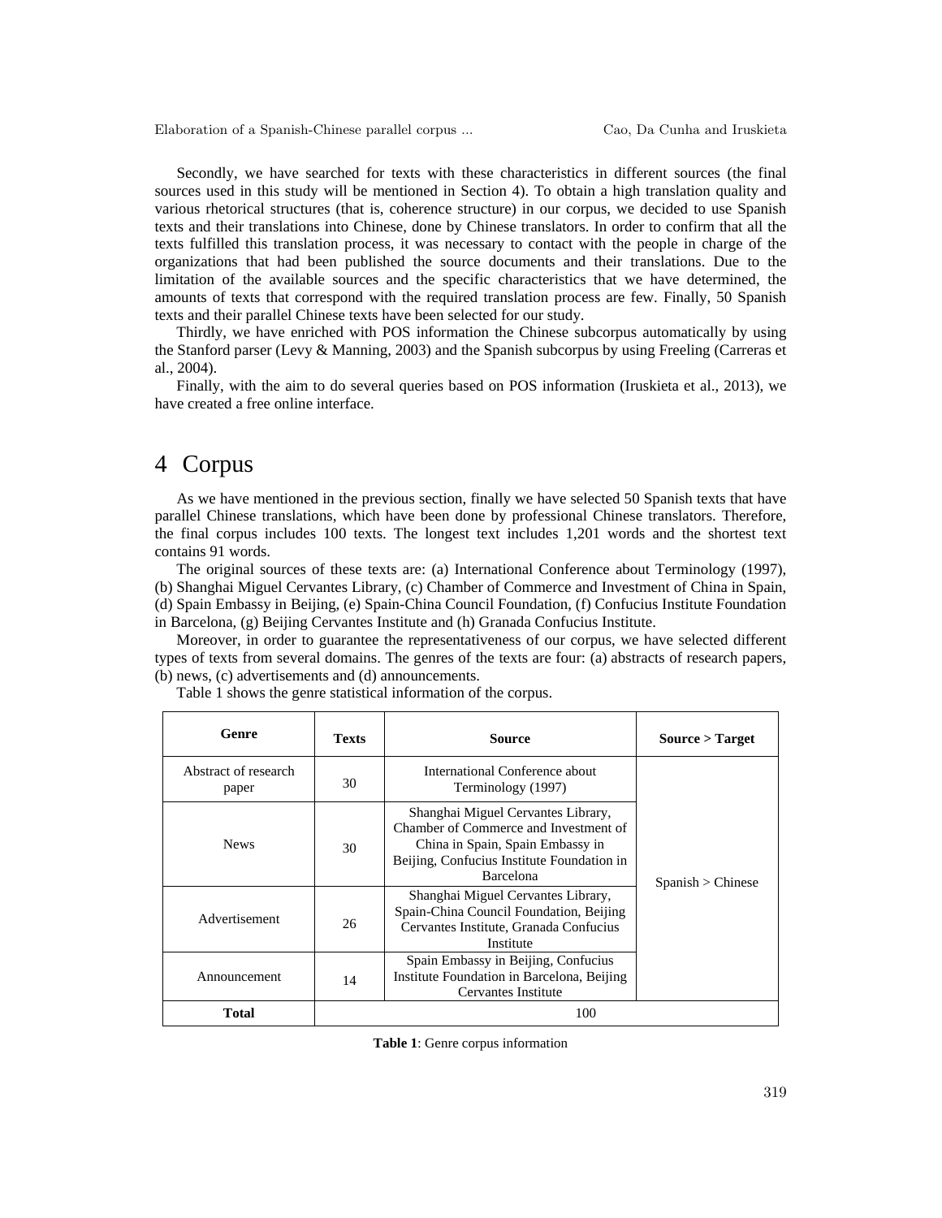Secondly, we have searched for texts with these characteristics in different sources (the final sources used in this study will be mentioned in Section 4). To obtain a high translation quality and various rhetorical structures (that is, coherence structure) in our corpus, we decided to use Spanish texts and their translations into Chinese, done by Chinese translators. In order to confirm that all the texts fulfilled this translation process, it was necessary to contact with the people in charge of the organizations that had been published the source documents and their translations. Due to the limitation of the available sources and the specific characteristics that we have determined, the amounts of texts that correspond with the required translation process are few. Finally, 50 Spanish texts and their parallel Chinese texts have been selected for our study.

Thirdly, we have enriched with POS information the Chinese subcorpus automatically by using the Stanford parser (Levy & Manning, 2003) and the Spanish subcorpus by using Freeling (Carreras et al., 2004).

Finally, with the aim to do several queries based on POS information (Iruskieta et al., 2013), we have created a free online interface.

# 4 Corpus

As we have mentioned in the previous section, finally we have selected 50 Spanish texts that have parallel Chinese translations, which have been done by professional Chinese translators. Therefore, the final corpus includes 100 texts. The longest text includes 1,201 words and the shortest text contains 91 words.

The original sources of these texts are: (a) International Conference about Terminology (1997), (b) Shanghai Miguel Cervantes Library, (c) Chamber of Commerce and Investment of China in Spain, (d) Spain Embassy in Beijing, (e) Spain-China Council Foundation, (f) Confucius Institute Foundation in Barcelona, (g) Beijing Cervantes Institute and (h) Granada Confucius Institute.

Moreover, in order to guarantee the representativeness of our corpus, we have selected different types of texts from several domains. The genres of the texts are four: (a) abstracts of research papers, (b) news, (c) advertisements and (d) announcements.

Table 1 shows the genre statistical information of the corpus.

| Genre | Texts | Source | Source > Target |
|---|---|---|---|
| Abstract of research paper | 30 | International Conference about Terminology (1997) | Spanish > Chinese |
| News | 30 | Shanghai Miguel Cervantes Library, Chamber of Commerce and Investment of China in Spain, Spain Embassy in Beijing, Confucius Institute Foundation in Barcelona | |
| Advertisement | 26 | Shanghai Miguel Cervantes Library, Spain-China Council Foundation, Beijing Cervantes Institute, Granada Confucius Institute | |
| Announcement | 14 | Spain Embassy in Beijing, Confucius Institute Foundation in Barcelona, Beijing Cervantes Institute | |
| **Total** | 100 | | |

**Table 1**: Genre corpus information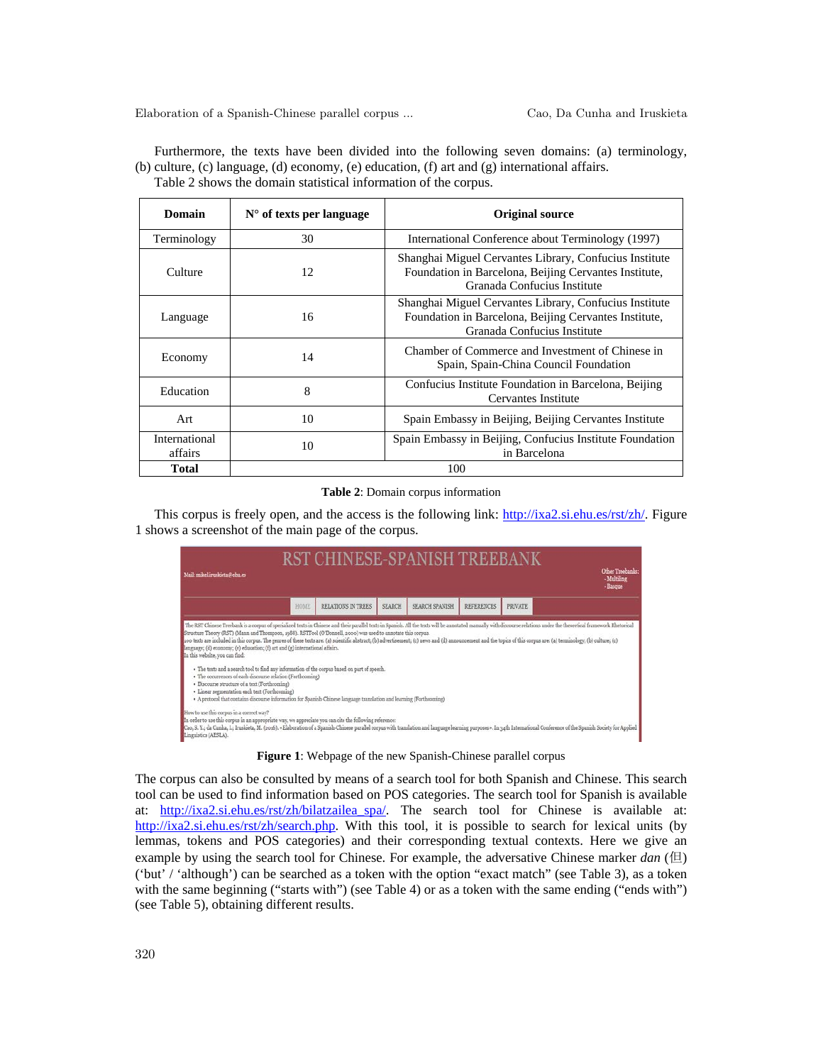Furthermore, the texts have been divided into the following seven domains: (a) terminology, (b) culture, (c) language, (d) economy, (e) education, (f) art and (g) international affairs.

Table 2 shows the domain statistical information of the corpus.

| Domain | N° of texts per language | Original source |
|---|---|---|
| Terminology | 30 | International Conference about Terminology (1997) |
| Culture | 12 | Shanghai Miguel Cervantes Library, Confucius Institute Foundation in Barcelona, Beijing Cervantes Institute, Granada Confucius Institute |
| Language | 16 | Shanghai Miguel Cervantes Library, Confucius Institute Foundation in Barcelona, Beijing Cervantes Institute, Granada Confucius Institute |
| Economy | 14 | Chamber of Commerce and Investment of Chinese in Spain, Spain-China Council Foundation |
| Education | 8 | Confucius Institute Foundation in Barcelona, Beijing Cervantes Institute |
| Art | 10 | Spain Embassy in Beijing, Beijing Cervantes Institute |
| International affairs | 10 | Spain Embassy in Beijing, Confucius Institute Foundation in Barcelona |
| **Total** | 100 | |

**Table 2**: Domain corpus information

This corpus is freely open, and the access is the following link: http://ixa2.si.ehu.es/rst/zh/. Figure 1 shows a screenshot of the main page of the corpus.

**Figure 1**: Webpage of the new Spanish-Chinese parallel corpus

The corpus can also be consulted by means of a search tool for both Spanish and Chinese. This search tool can be used to find information based on POS categories. The search tool for Spanish is available at: http://ixa2.si.ehu.es/rst/zh/bilatzailea_spa/. The search tool for Chinese is available at: http://ixa2.si.ehu.es/rst/zh/search.php. With this tool, it is possible to search for lexical units (by lemmas, tokens and POS categories) and their corresponding textual contexts. Here we give an example by using the search tool for Chinese. For example, the adversative Chinese marker *dan* (但) ('but' / 'although') can be searched as a token with the option "exact match" (see Table 3), as a token with the same beginning ("starts with") (see Table 4) or as a token with the same ending ("ends with") (see Table 5), obtaining different results.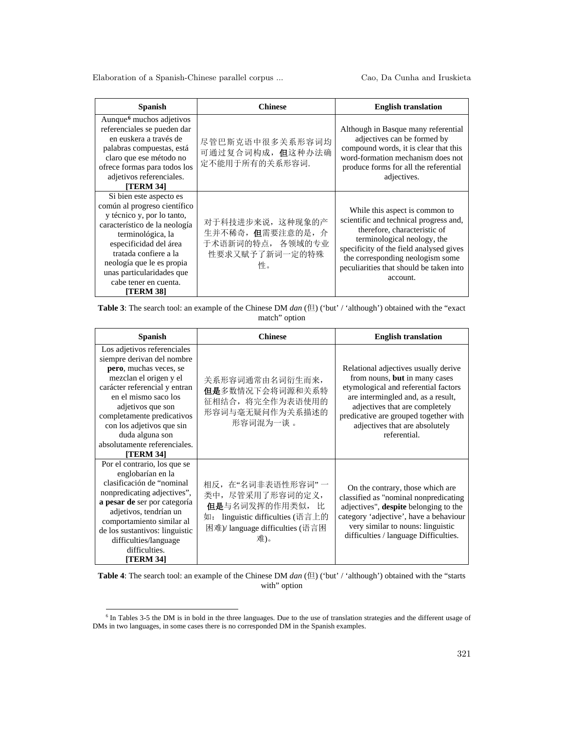| Spanish | Chinese | English translation |
|---|---|---|
| Aunque[6] muchos adjetivos referenciales se pueden dar en euskera a través de palabras compuestas, está claro que ese método no ofrece formas para todos los adjetivos referenciales. **[TERM 34]** | 尽管巴斯克语中很多关系形容词均可通过复合词构成，**但**这种办法确定不能用于所有的关系形容词. | Although in Basque many referential adjectives can be formed by compound words, it is clear that this word-formation mechanism does not produce forms for all the referential adjectives. |
| Si bien este aspecto es común al progreso científico y técnico y, por lo tanto, característico de la neología terminológica, la especificidad del área tratada confiere a la neología que le es propia unas particularidades que cabe tener en cuenta. **[TERM 38]** | 对于科技进步来说，这种现象的产生并不稀奇，**但**需要注意的是，介于术语新词的特点， 各领域的专业性要求又赋予了新词一定的特殊性。 | While this aspect is common to scientific and technical progress and, therefore, characteristic of terminological neology, the specificity of the field analysed gives the corresponding neologism some peculiarities that should be taken into account. |

**Table 3**: The search tool: an example of the Chinese DM *dan* (但) ('but' / 'although') obtained with the "exact match" option

| Spanish | Chinese | English translation |
|---|---|---|
| Los adjetivos referenciales siempre derivan del nombre **pero**, muchas veces, se mezclan el origen y el carácter referencial y entran en el mismo saco los adjetivos que son completamente predicativos con los adjetivos que sin duda alguna son absolutamente referenciales. **[TERM 34]** | 关系形容词通常由名词衍生而来，**但是**多数情况下会将词源和关系特征相结合，将完全作为表语使用的形容词与毫无疑问作为关系描述的形容词混为一谈 。 | Relational adjectives usually derive from nouns, **but** in many cases etymological and referential factors are intermingled and, as a result, adjectives that are completely predicative are grouped together with adjectives that are absolutely referential. |
| Por el contrario, los que se englobarían en la clasificación de "nominal nonpredicating adjectives", **a pesar de** ser por categoría adjetivos, tendrían un comportamiento similar al de los sustantivos: linguistic difficulties/language difficulties. **[TERM 34]** | 相反，在"名词非表语性形容词" 一类中，尽管采用了形容词的定义，**但是**与名词发挥的作用类似， 比如： linguistic difficulties (语言上的困难)/ language difficulties (语言困难)。 | On the contrary, those which are classified as "nominal nonpredicating adjectives", **despite** belonging to the category 'adjective', have a behaviour very similar to nouns: linguistic difficulties / language Difficulties. |

**Table 4**: The search tool: an example of the Chinese DM *dan* (但) ('but' / 'although') obtained with the "starts with" option

[6] In Tables 3-5 the DM is in bold in the three languages. Due to the use of translation strategies and the different usage of DMs in two languages, in some cases there is no corresponded DM in the Spanish examples.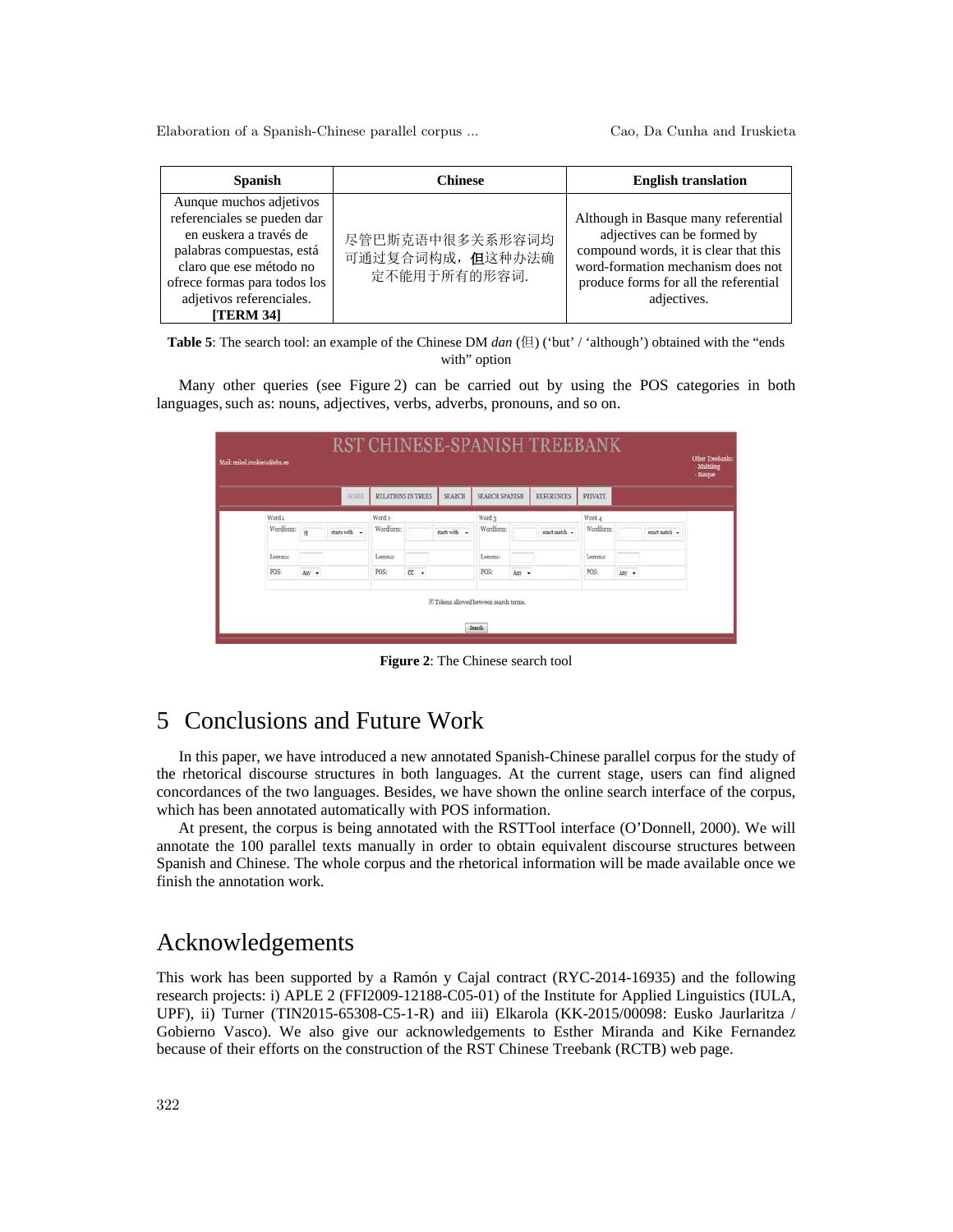| Spanish | Chinese | English translation |
|---|---|---|
| Aunque muchos adjetivos referenciales se pueden dar en euskera a través de palabras compuestas, está claro que ese método no ofrece formas para todos los adjetivos referenciales. **[TERM 34]** | 尽管巴斯克语中很多关系形容词均可通过复合词构成，**但**这种办法确定不能用于所有的形容词. | Although in Basque many referential adjectives can be formed by compound words, it is clear that this word-formation mechanism does not produce forms for all the referential adjectives. |

**Table 5**: The search tool: an example of the Chinese DM *dan* (但) ('but' / 'although') obtained with the "ends with" option

Many other queries (see Figure 2) can be carried out by using the POS categories in both languages, such as: nouns, adjectives, verbs, adverbs, pronouns, and so on.

**Figure 2**: The Chinese search tool

# 5 Conclusions and Future Work

In this paper, we have introduced a new annotated Spanish-Chinese parallel corpus for the study of the rhetorical discourse structures in both languages. At the current stage, users can find aligned concordances of the two languages. Besides, we have shown the online search interface of the corpus, which has been annotated automatically with POS information.

At present, the corpus is being annotated with the RSTTool interface (O'Donnell, 2000). We will annotate the 100 parallel texts manually in order to obtain equivalent discourse structures between Spanish and Chinese. The whole corpus and the rhetorical information will be made available once we finish the annotation work.

# Acknowledgements

This work has been supported by a Ramón y Cajal contract (RYC-2014-16935) and the following research projects: i) APLE 2 (FFI2009-12188-C05-01) of the Institute for Applied Linguistics (IULA, UPF), ii) Turner (TIN2015-65308-C5-1-R) and iii) Elkarola (KK-2015/00098: Eusko Jaurlaritza / Gobierno Vasco). We also give our acknowledgements to Esther Miranda and Kike Fernandez because of their efforts on the construction of the RST Chinese Treebank (RCTB) web page.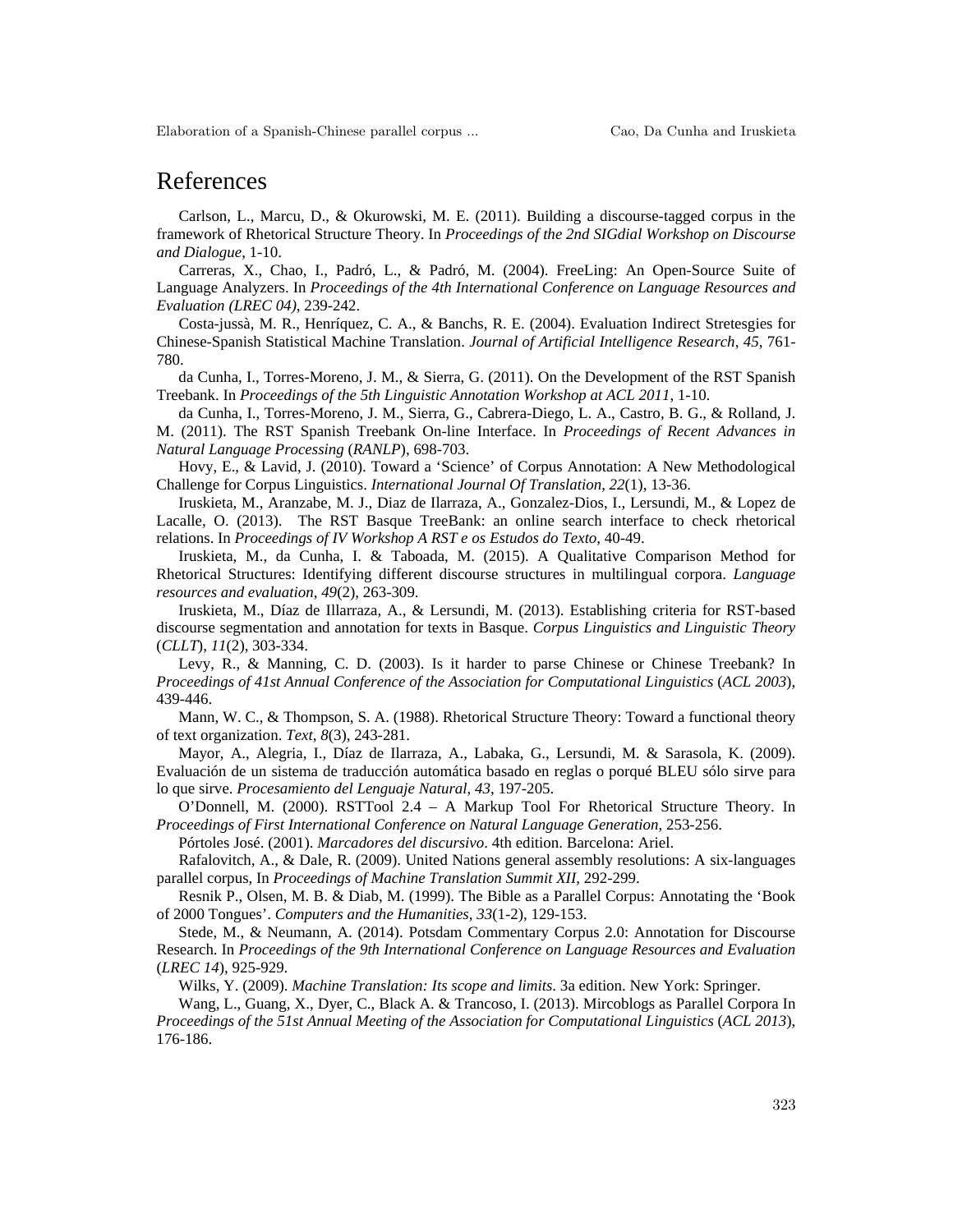# References

Carlson, L., Marcu, D., & Okurowski, M. E. (2011). Building a discourse-tagged corpus in the framework of Rhetorical Structure Theory. In *Proceedings of the 2nd SIGdial Workshop on Discourse and Dialogue*, 1-10.

Carreras, X., Chao, I., Padró, L., & Padró, M. (2004). FreeLing: An Open-Source Suite of Language Analyzers. In *Proceedings of the 4th International Conference on Language Resources and Evaluation (LREC 04)*, 239-242.

Costa-jussà, M. R., Henríquez, C. A., & Banchs, R. E. (2004). Evaluation Indirect Stretesgies for Chinese-Spanish Statistical Machine Translation. *Journal of Artificial Intelligence Research*, *45*, 761-780.

da Cunha, I., Torres-Moreno, J. M., & Sierra, G. (2011). On the Development of the RST Spanish Treebank. In *Proceedings of the 5th Linguistic Annotation Workshop at ACL 2011*, 1-10.

da Cunha, I., Torres-Moreno, J. M., Sierra, G., Cabrera-Diego, L. A., Castro, B. G., & Rolland, J. M. (2011). The RST Spanish Treebank On-line Interface. In *Proceedings of Recent Advances in Natural Language Processing* (*RANLP*), 698-703.

Hovy, E., & Lavid, J. (2010). Toward a 'Science' of Corpus Annotation: A New Methodological Challenge for Corpus Linguistics. *International Journal Of Translation*, *22*(1), 13-36.

Iruskieta, M., Aranzabe, M. J., Diaz de Ilarraza, A., Gonzalez-Dios, I., Lersundi, M., & Lopez de Lacalle, O. (2013). The RST Basque TreeBank: an online search interface to check rhetorical relations. In *Proceedings of IV Workshop A RST e os Estudos do Texto*, 40-49.

Iruskieta, M., da Cunha, I. & Taboada, M. (2015). A Qualitative Comparison Method for Rhetorical Structures: Identifying different discourse structures in multilingual corpora. *Language resources and evaluation*, *49*(2), 263-309.

Iruskieta, M., Díaz de Illarraza, A., & Lersundi, M. (2013). Establishing criteria for RST-based discourse segmentation and annotation for texts in Basque. *Corpus Linguistics and Linguistic Theory* (*CLLT*), *11*(2), 303-334.

Levy, R., & Manning, C. D. (2003). Is it harder to parse Chinese or Chinese Treebank? In *Proceedings of 41st Annual Conference of the Association for Computational Linguistics* (*ACL 2003*), 439-446.

Mann, W. C., & Thompson, S. A. (1988). Rhetorical Structure Theory: Toward a functional theory of text organization. *Text*, *8*(3), 243-281.

Mayor, A., Alegria, I., Díaz de Ilarraza, A., Labaka, G., Lersundi, M. & Sarasola, K. (2009). Evaluación de un sistema de traducción automática basado en reglas o porqué BLEU sólo sirve para lo que sirve. *Procesamiento del Lenguaje Natural*, *43*, 197-205.

O'Donnell, M. (2000). RSTTool 2.4 – A Markup Tool For Rhetorical Structure Theory. In *Proceedings of First International Conference on Natural Language Generation*, 253-256.

Pórtoles José. (2001). *Marcadores del discursivo*. 4th edition. Barcelona: Ariel.

Rafalovitch, A., & Dale, R. (2009). United Nations general assembly resolutions: A six-languages parallel corpus, In *Proceedings of Machine Translation Summit XII*, 292-299.

Resnik P., Olsen, M. B. & Diab, M. (1999). The Bible as a Parallel Corpus: Annotating the 'Book of 2000 Tongues'. *Computers and the Humanities*, *33*(1-2), 129-153.

Stede, M., & Neumann, A. (2014). Potsdam Commentary Corpus 2.0: Annotation for Discourse Research. In *Proceedings of the 9th International Conference on Language Resources and Evaluation* (*LREC 14*), 925-929.

Wilks, Y. (2009). *Machine Translation: Its scope and limits*. 3a edition. New York: Springer.

Wang, L., Guang, X., Dyer, C., Black A. & Trancoso, I. (2013). Mircoblogs as Parallel Corpora In *Proceedings of the 51st Annual Meeting of the Association for Computational Linguistics* (*ACL 2013*), 176-186.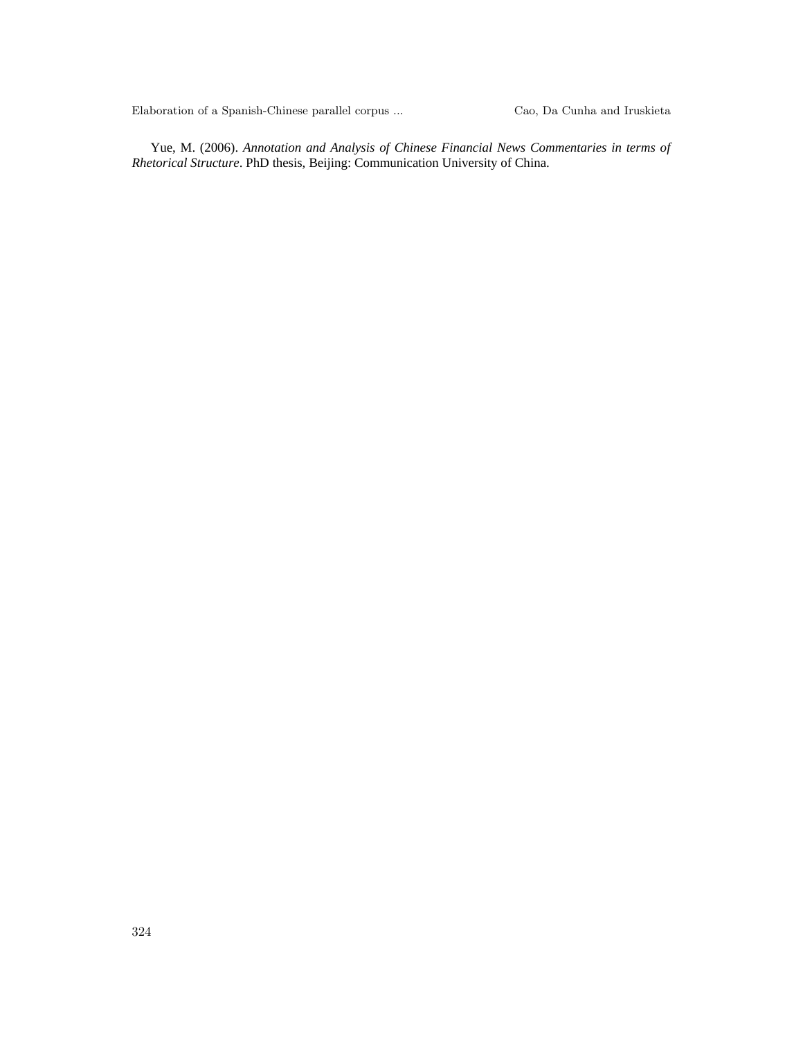Yue, M. (2006). *Annotation and Analysis of Chinese Financial News Commentaries in terms of Rhetorical Structure*. PhD thesis, Beijing: Communication University of China.